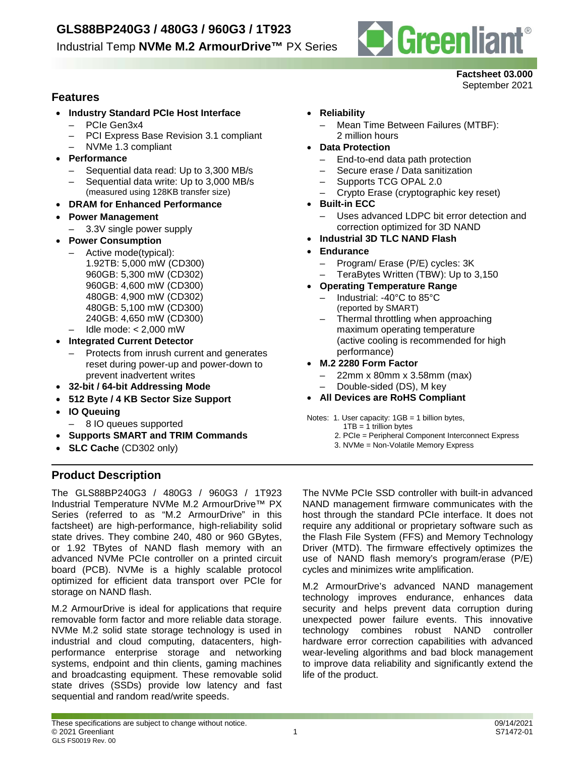# GLS88BP240G3 / 480G3 / 960G3 / 1T923

Industrial Temp **NVMe M.2 ArmourDrive™** PX Series

**Factsheet 03.000**
September 2021

## Features

- **Industry Standard PCIe Host Interface**
  - PCIe Gen3x4
  - PCI Express Base Revision 3.1 compliant
  - NVMe 1.3 compliant
- **Performance**
  - Sequential data read: Up to 3,300 MB/s
  - Sequential data write: Up to 3,000 MB/s (measured using 128KB transfer size)
- **DRAM for Enhanced Performance**
- **Power Management**
  - 3.3V single power supply
- **Power Consumption**
  - Active mode(typical):
    1.92TB: 5,000 mW (CD300)
    960GB: 5,300 mW (CD302)
    960GB: 4,600 mW (CD300)
    480GB: 4,900 mW (CD302)
    480GB: 5,100 mW (CD300)
    240GB: 4,650 mW (CD300)
  - Idle mode: < 2,000 mW
- **Integrated Current Detector**
  - Protects from inrush current and generates reset during power-up and power-down to prevent inadvertent writes
- **32-bit / 64-bit Addressing Mode**
- **512 Byte / 4 KB Sector Size Support**
- **IO Queuing**
  - 8 IO queues supported
- **Supports SMART and TRIM Commands**
- **SLC Cache** (CD302 only)
- **Reliability**
  - Mean Time Between Failures (MTBF): 2 million hours
- **Data Protection**
  - End-to-end data path protection
  - Secure erase / Data sanitization
  - Supports TCG OPAL 2.0
  - Crypto Erase (cryptographic key reset)
- **Built-in ECC**
  - Uses advanced LDPC bit error detection and correction optimized for 3D NAND
- **Industrial 3D TLC NAND Flash**
- **Endurance**
  - Program/ Erase (P/E) cycles: 3K
  - TeraBytes Written (TBW): Up to 3,150
- **Operating Temperature Range**
  - Industrial: -40°C to 85°C (reported by SMART)
  - Thermal throttling when approaching maximum operating temperature (active cooling is recommended for high performance)
- **M.2 2280 Form Factor**
  - 22mm x 80mm x 3.58mm (max)
  - Double-sided (DS), M key
- **All Devices are RoHS Compliant**

Notes:
1. User capacity: 1GB = 1 billion bytes, 1TB = 1 trillion bytes
2. PCIe = Peripheral Component Interconnect Express
3. NVMe = Non-Volatile Memory Express

## Product Description

The GLS88BP240G3 / 480G3 / 960G3 / 1T923 Industrial Temperature NVMe M.2 ArmourDrive™ PX Series (referred to as "M.2 ArmourDrive" in this factsheet) are high-performance, high-reliability solid state drives. They combine 240, 480 or 960 GBytes, or 1.92 TBytes of NAND flash memory with an advanced NVMe PCIe controller on a printed circuit board (PCB). NVMe is a highly scalable protocol optimized for efficient data transport over PCIe for storage on NAND flash.

M.2 ArmourDrive is ideal for applications that require removable form factor and more reliable data storage. NVMe M.2 solid state storage technology is used in industrial and cloud computing, datacenters, high-performance enterprise storage and networking systems, endpoint and thin clients, gaming machines and broadcasting equipment. These removable solid state drives (SSDs) provide low latency and fast sequential and random read/write speeds.

The NVMe PCIe SSD controller with built-in advanced NAND management firmware communicates with the host through the standard PCIe interface. It does not require any additional or proprietary software such as the Flash File System (FFS) and Memory Technology Driver (MTD). The firmware effectively optimizes the use of NAND flash memory's program/erase (P/E) cycles and minimizes write amplification.

M.2 ArmourDrive's advanced NAND management technology improves endurance, enhances data security and helps prevent data corruption during unexpected power failure events. This innovative technology combines robust NAND controller hardware error correction capabilities with advanced wear-leveling algorithms and bad block management to improve data reliability and significantly extend the life of the product.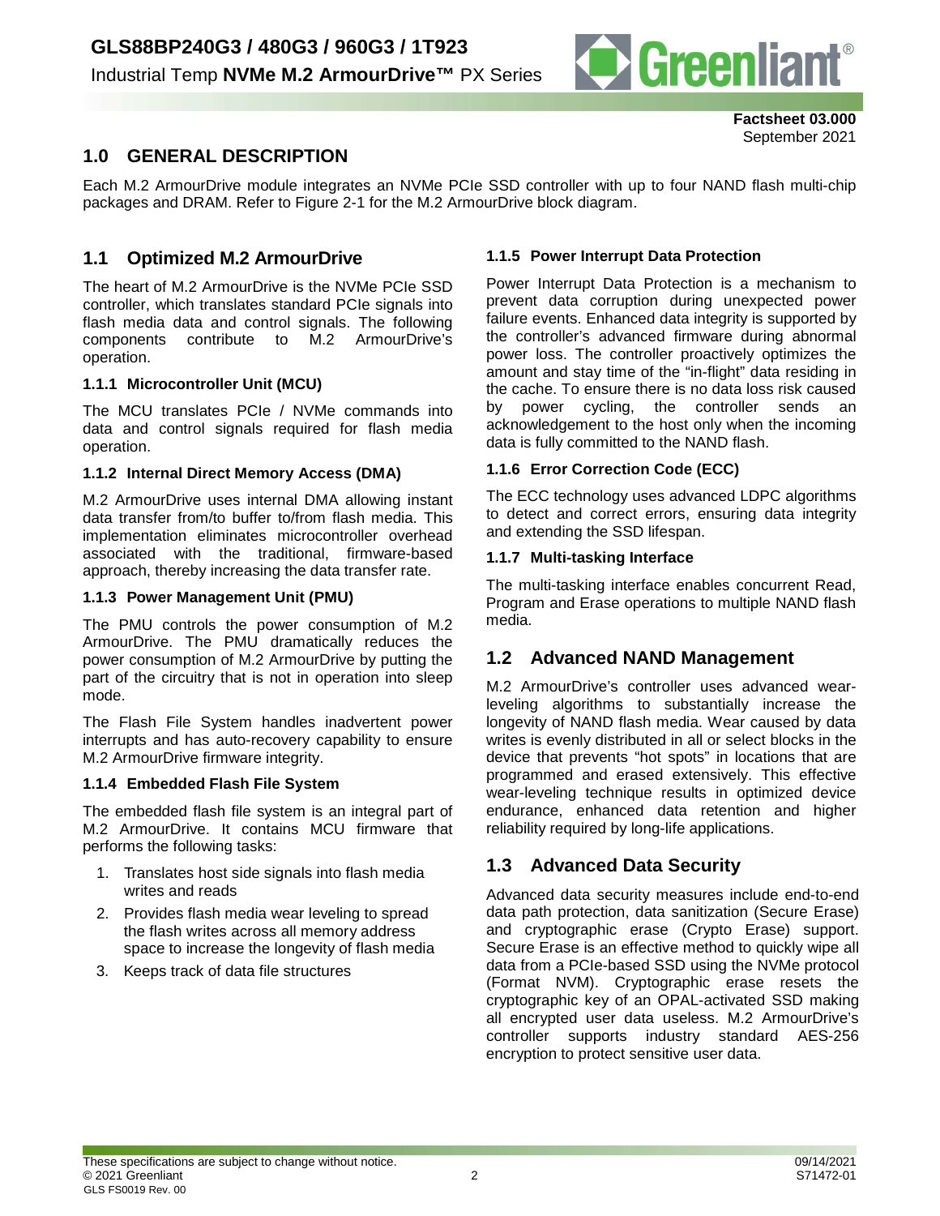## 1.0 GENERAL DESCRIPTION

Each M.2 ArmourDrive module integrates an NVMe PCIe SSD controller with up to four NAND flash multi-chip packages and DRAM. Refer to Figure 2-1 for the M.2 ArmourDrive block diagram.

### 1.1 Optimized M.2 ArmourDrive

The heart of M.2 ArmourDrive is the NVMe PCIe SSD controller, which translates standard PCIe signals into flash media data and control signals. The following components contribute to M.2 ArmourDrive's operation.

#### 1.1.1 Microcontroller Unit (MCU)

The MCU translates PCIe / NVMe commands into data and control signals required for flash media operation.

#### 1.1.2 Internal Direct Memory Access (DMA)

M.2 ArmourDrive uses internal DMA allowing instant data transfer from/to buffer to/from flash media. This implementation eliminates microcontroller overhead associated with the traditional, firmware-based approach, thereby increasing the data transfer rate.

#### 1.1.3 Power Management Unit (PMU)

The PMU controls the power consumption of M.2 ArmourDrive. The PMU dramatically reduces the power consumption of M.2 ArmourDrive by putting the part of the circuitry that is not in operation into sleep mode.

The Flash File System handles inadvertent power interrupts and has auto-recovery capability to ensure M.2 ArmourDrive firmware integrity.

#### 1.1.4 Embedded Flash File System

The embedded flash file system is an integral part of M.2 ArmourDrive. It contains MCU firmware that performs the following tasks:

1. Translates host side signals into flash media writes and reads
2. Provides flash media wear leveling to spread the flash writes across all memory address space to increase the longevity of flash media
3. Keeps track of data file structures

#### 1.1.5 Power Interrupt Data Protection

Power Interrupt Data Protection is a mechanism to prevent data corruption during unexpected power failure events. Enhanced data integrity is supported by the controller's advanced firmware during abnormal power loss. The controller proactively optimizes the amount and stay time of the "in-flight" data residing in the cache. To ensure there is no data loss risk caused by power cycling, the controller sends an acknowledgement to the host only when the incoming data is fully committed to the NAND flash.

#### 1.1.6 Error Correction Code (ECC)

The ECC technology uses advanced LDPC algorithms to detect and correct errors, ensuring data integrity and extending the SSD lifespan.

#### 1.1.7 Multi-tasking Interface

The multi-tasking interface enables concurrent Read, Program and Erase operations to multiple NAND flash media.

### 1.2 Advanced NAND Management

M.2 ArmourDrive's controller uses advanced wear-leveling algorithms to substantially increase the longevity of NAND flash media. Wear caused by data writes is evenly distributed in all or select blocks in the device that prevents "hot spots" in locations that are programmed and erased extensively. This effective wear-leveling technique results in optimized device endurance, enhanced data retention and higher reliability required by long-life applications.

### 1.3 Advanced Data Security

Advanced data security measures include end-to-end data path protection, data sanitization (Secure Erase) and cryptographic erase (Crypto Erase) support. Secure Erase is an effective method to quickly wipe all data from a PCIe-based SSD using the NVMe protocol (Format NVM). Cryptographic erase resets the cryptographic key of an OPAL-activated SSD making all encrypted user data useless. M.2 ArmourDrive's controller supports industry standard AES-256 encryption to protect sensitive user data.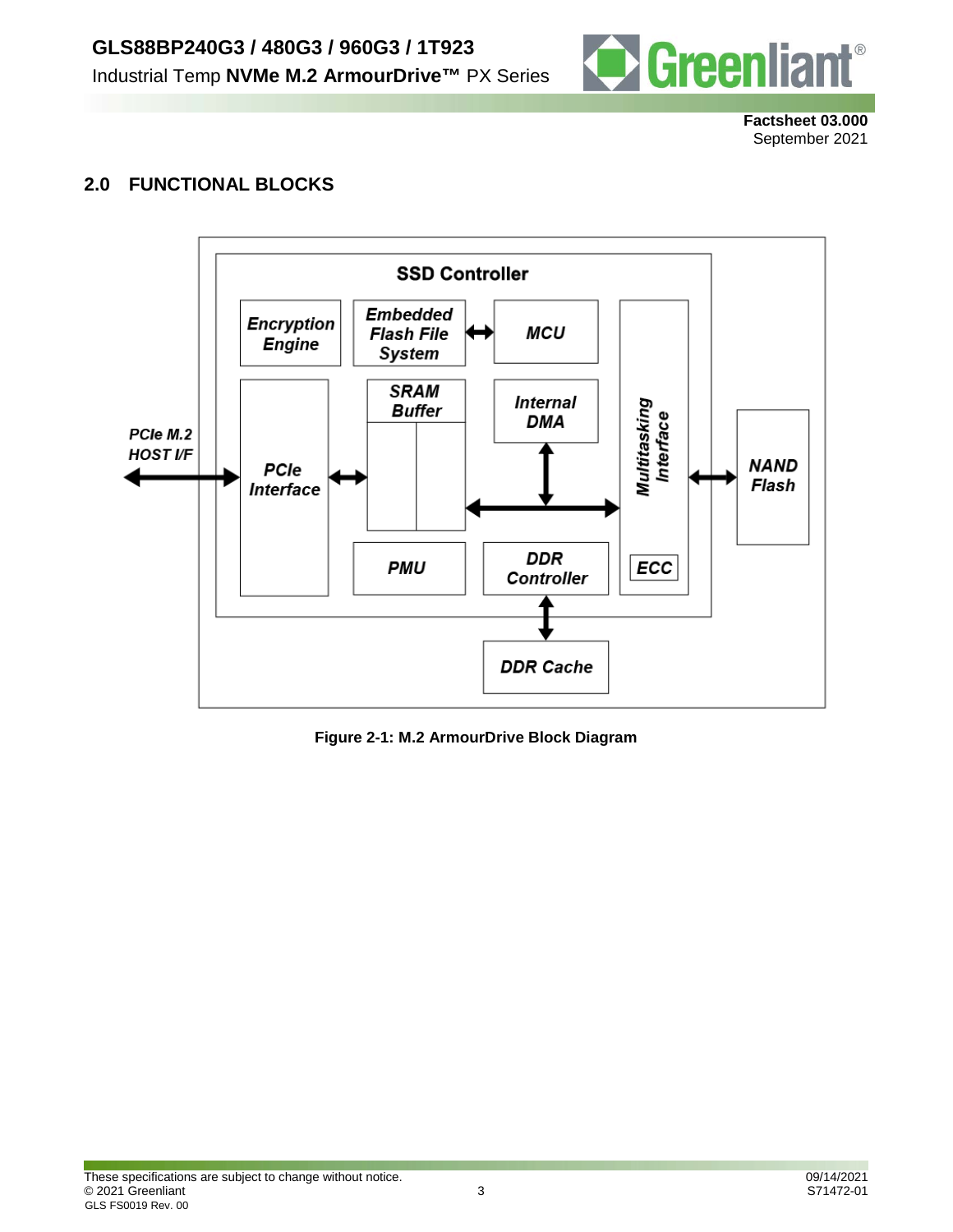## 2.0 FUNCTIONAL BLOCKS

**Figure 2-1: M.2 ArmourDrive Block Diagram**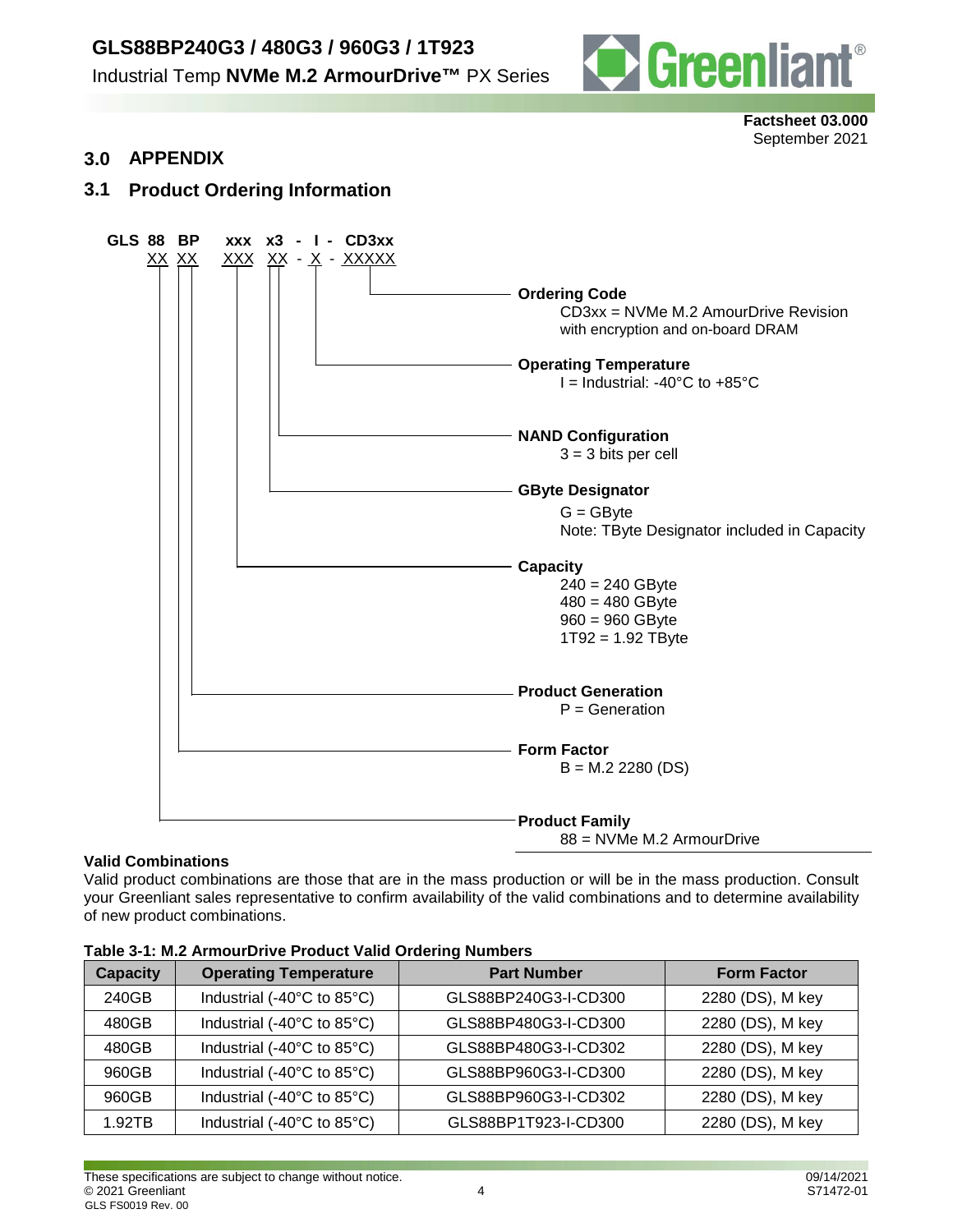## 3.0 APPENDIX

### 3.1 Product Ordering Information

```
GLS 88  BP    xxx  x3  -  I  -  CD3xx
    XX  XX    XXX  XX  -  X  -  XXXXX
```

**Ordering Code**
CD3xx = NVMe M.2 AmourDrive Revision with encryption and on-board DRAM

**Operating Temperature**
I = Industrial: -40°C to +85°C

**NAND Configuration**
3 = 3 bits per cell

**GByte Designator**
G = GByte
Note: TByte Designator included in Capacity

**Capacity**
240 = 240 GByte
480 = 480 GByte
960 = 960 GByte
1T92 = 1.92 TByte

**Product Generation**
P = Generation

**Form Factor**
B = M.2 2280 (DS)

**Product Family**
88 = NVMe M.2 ArmourDrive

**Valid Combinations**

Valid product combinations are those that are in the mass production or will be in the mass production. Consult your Greenliant sales representative to confirm availability of the valid combinations and to determine availability of new product combinations.

**Table 3-1: M.2 ArmourDrive Product Valid Ordering Numbers**

| Capacity | Operating Temperature | Part Number | Form Factor |
|---|---|---|---|
| 240GB | Industrial (-40°C to 85°C) | GLS88BP240G3-I-CD300 | 2280 (DS), M key |
| 480GB | Industrial (-40°C to 85°C) | GLS88BP480G3-I-CD300 | 2280 (DS), M key |
| 480GB | Industrial (-40°C to 85°C) | GLS88BP480G3-I-CD302 | 2280 (DS), M key |
| 960GB | Industrial (-40°C to 85°C) | GLS88BP960G3-I-CD300 | 2280 (DS), M key |
| 960GB | Industrial (-40°C to 85°C) | GLS88BP960G3-I-CD302 | 2280 (DS), M key |
| 1.92TB | Industrial (-40°C to 85°C) | GLS88BP1T923-I-CD300 | 2280 (DS), M key |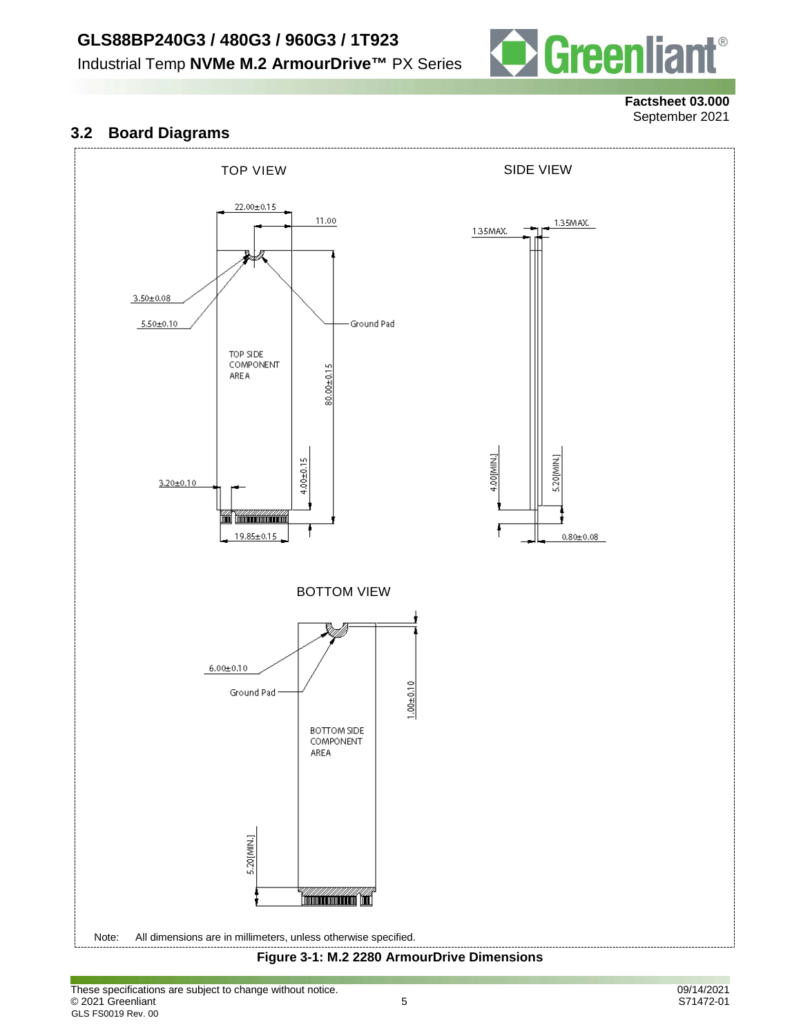## 3.2 Board Diagrams

TOP VIEW

SIDE VIEW

22.00±0.15

11.00

1.35MAX.

1.35MAX.

3.50±0.08

5.50±0.10

Ground Pad

TOP SIDE COMPONENT AREA

80.00±0.15

4.00±0.15

3.20±0.10

19.85±0.15

4.00[MIN.]

5.20[MIN.]

0.80±0.08

BOTTOM VIEW

6.00±0.10

Ground Pad

1.00±0.10

BOTTOM SIDE COMPONENT AREA

5.20[MIN.]

Note: All dimensions are in millimeters, unless otherwise specified.

**Figure 3-1: M.2 2280 ArmourDrive Dimensions**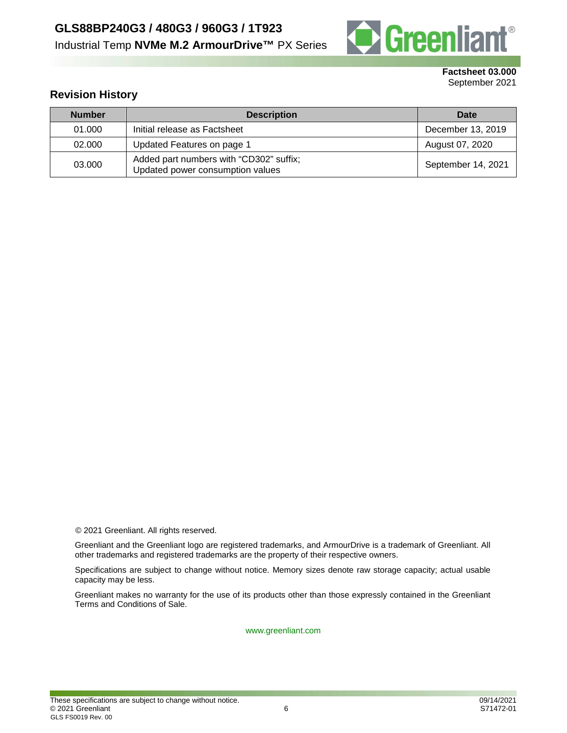**Factsheet 03.000**
September 2021

## Revision History

| Number | Description | Date |
|---|---|---|
| 01.000 | Initial release as Factsheet | December 13, 2019 |
| 02.000 | Updated Features on page 1 | August 07, 2020 |
| 03.000 | Added part numbers with "CD302" suffix; Updated power consumption values | September 14, 2021 |

© 2021 Greenliant. All rights reserved.

Greenliant and the Greenliant logo are registered trademarks, and ArmourDrive is a trademark of Greenliant. All other trademarks and registered trademarks are the property of their respective owners.

Specifications are subject to change without notice. Memory sizes denote raw storage capacity; actual usable capacity may be less.

Greenliant makes no warranty for the use of its products other than those expressly contained in the Greenliant Terms and Conditions of Sale.

www.greenliant.com